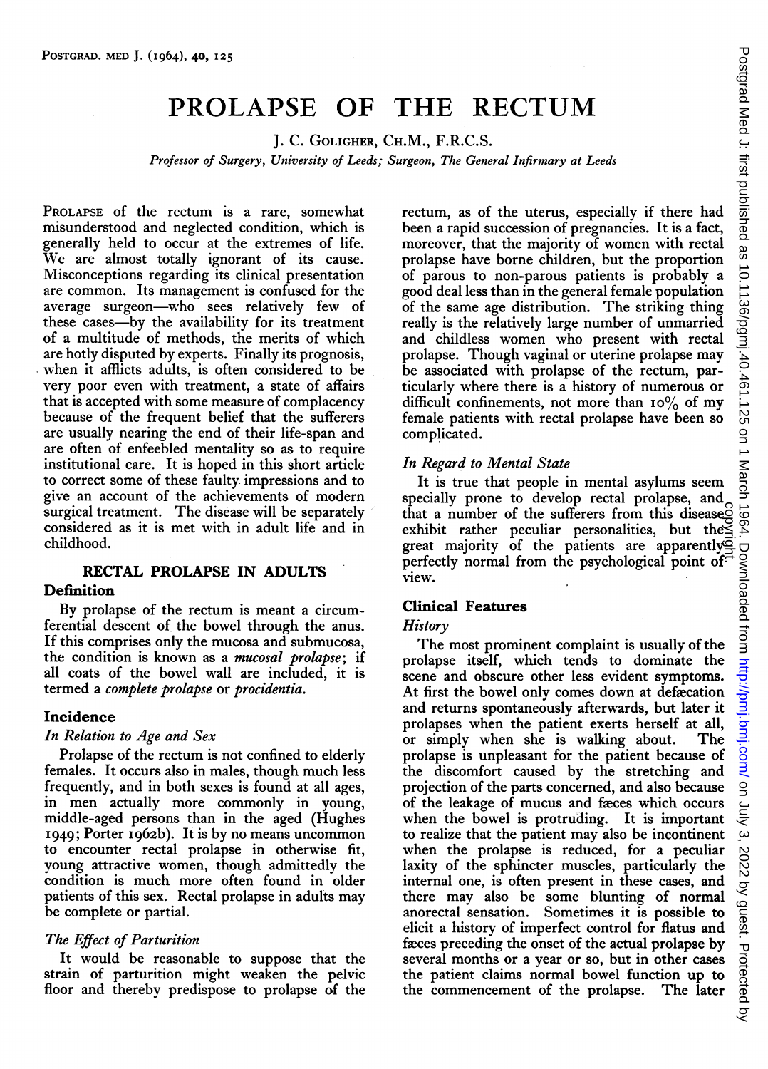# PROLAPSE OF THE RECTUM

J. C. GOLIGHER, CH.M., F.R.C.S.

*Professor of Surgery, University of Leeds; Surgeon, The General Infirmary at Leeds*

PROLAPSE of the rectum is a rare, somewhat misunderstood and neglected condition, which is generally held to occur at the extremes of life. We are almost totally ignorant of its cause. Misconceptions regarding its clinical presentation are common. Its management is confused for the average surgeon—who sees relatively few of these cases—by the availability for its treatment of a multitude of methods, the merits of which are hotly disputed by experts. Finally its prognosis, when it afflicts adults, is often considered to be very poor even with treatment, a state of affairs that is accepted with some measure of complacency because of the frequent belief that the sufferers are usually nearing the end of their life-span and are often of enfeebled mentality so as to require institutional care. It is hoped in this short article to correct some of these faulty impressions and to give an account of the achievements of modern surgical treatment. The disease will be separately considered as it is met with in adult life and in childhood.

## RECTAL PROLAPSE IN ADULTS

### Definition

By prolapse of the rectum is meant a circumferential descent of the bowel through the anus. If this comprises only the mucosa and submucosa, the condition is known as a *mucosal prolapse*; if all coats of the bowel wall are included, it is termed a *complete prolapse* or *procidentia*.

### Incidence

#### *In Relation to Age and Sex*

Prolapse of the rectum is not confined to elderly females. It occurs also in males, though much less frequently, and in both sexes is found at all ages, in men actually more commonly in young, middle-aged persons than in the aged (Hughes 1949; Porter 1962b). It is by no means uncommon to encounter rectal prolapse in otherwise fit, young attractive women, though admittedly the condition is much more often found in older patients of this sex. Rectal prolapse in adults may be complete or partial.

#### *The Effect of Parturition*

It would be reasonable to suppose that the strain of parturition might weaken the pelvic floor and thereby predispose to prolapse of the rectum, as of the uterus, especially if there had been a rapid succession of pregnancies. It is a fact, moreover, that the majority of women with rectal prolapse have borne children, but the proportion of parous to non-parous patients is probably a good deal less than in the general female population of the same age distribution. The striking thing really is the relatively large number of unmarried and childless women who present with rectal prolapse. Though vaginal or uterine prolapse may be associated with prolapse of the rectum, particularly where there is a history of numerous or difficult confinements, not more than 10% of my female patients with rectal prolapse have been so complicated.

#### *In Regard to Mental State*

It is true that people in mental asylums seem specially prone to develop rectal prolapse, and that a number of the sufferers from this disease exhibit rather peculiar personalities, but the great majority of the patients are apparently perfectly normal from the psychological point of view.

### Clinical Features

#### *History*

The most prominent complaint is usually of the prolapse itself, which tends to dominate the scene and obscure other less evident symptoms. At first the bowel only comes down at defæcation and returns spontaneously afterwards, but later it prolapses when the patient exerts herself at all, or simply when she is walking about. The prolapse is unpleasant for the patient because of the discomfort caused by the stretching and projection of the parts concerned, and also because of the leakage of mucus and fæces which occurs when the bowel is protruding. It is important to realize that the patient may also be incontinent when the prolapse is reduced, for a peculiar laxity of the sphincter muscles, particularly the internal one, is often present in these cases, and there may also be some blunting of normal anorectal sensation. Sometimes it is possible to elicit a history of imperfect control for flatus and fæces preceding the onset of the actual prolapse by several months or a year or so, but in other cases the patient claims normal bowel function up to the commencement of the prolapse. The later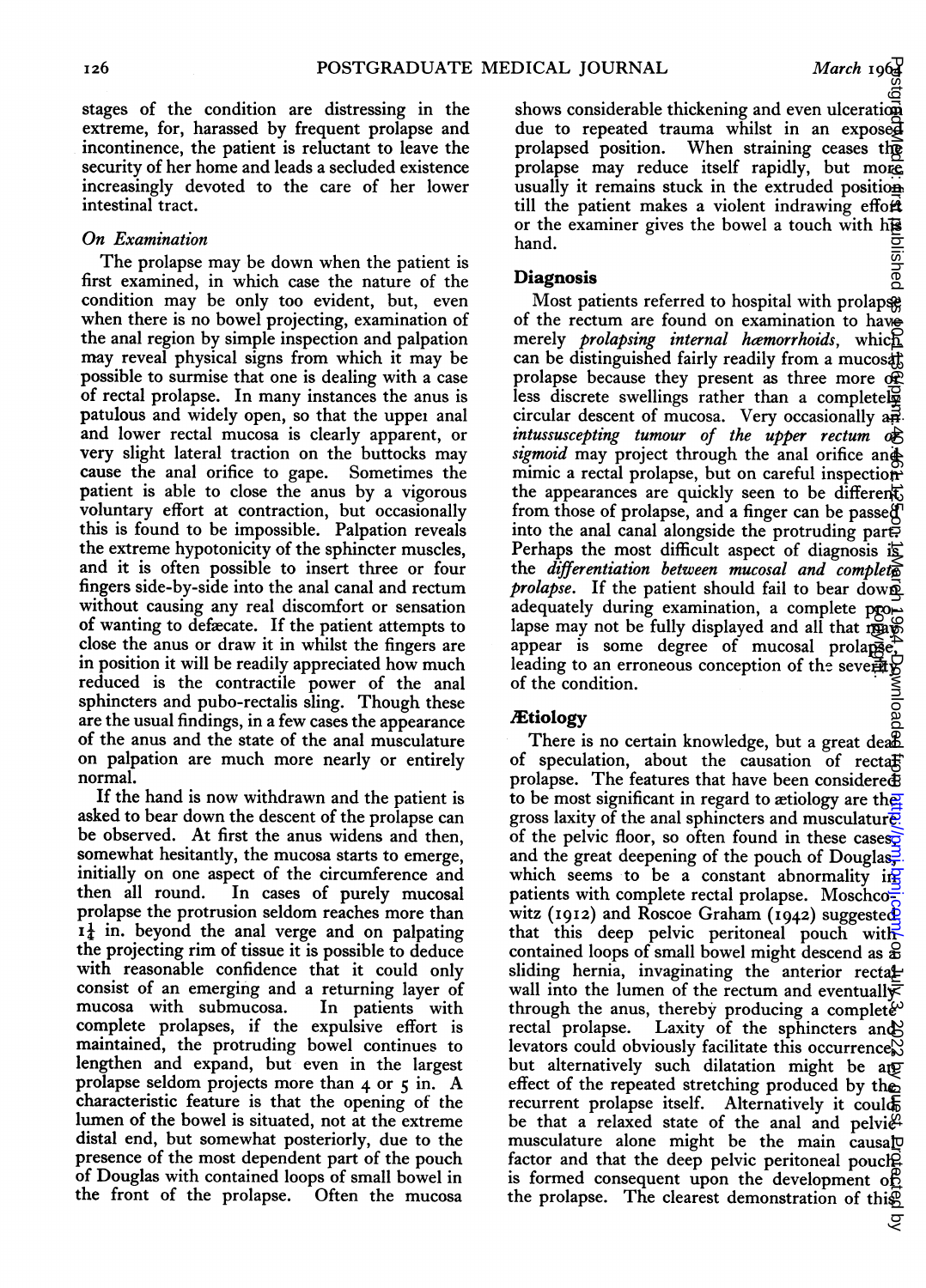stages of the condition are distressing in the extreme, for, harassed by frequent prolapse and incontinence, the patient is reluctant to leave the security of her home and leads a secluded existence increasingly devoted to the care of her lower intestinal tract.

### *On Examination*

The prolapse may be down when the patient is first examined, in which case the nature of the condition may be only too evident, but, even when there is no bowel projecting, examination of the anal region by simple inspection and palpation may reveal physical signs from which it may be possible to surmise that one is dealing with a case of rectal prolapse. In many instances the anus is patulous and widely open, so that the upper anal and lower rectal mucosa is clearly apparent, or very slight lateral traction on the buttocks may cause the anal orifice to gape. Sometimes the patient is able to close the anus by a vigorous voluntary effort at contraction, but occasionally this is found to be impossible. Palpation reveals the extreme hypotonicity of the sphincter muscles, and it is often possible to insert three or four fingers side-by-side into the anal canal and rectum without causing any real discomfort or sensation of wanting to defæcate. If the patient attempts to close the anus or draw it in whilst the fingers are in position it will be readily appreciated how much reduced is the contractile power of the anal sphincters and pubo-rectalis sling. Though these are the usual findings, in a few cases the appearance of the anus and the state of the anal musculature on palpation are much more nearly or entirely normal.

If the hand is now withdrawn and the patient is asked to bear down the descent of the prolapse can be observed. At first the anus widens and then, somewhat hesitantly, the mucosa starts to emerge, initially on one aspect of the circumference and then all round. In cases of purely mucosal prolapse the protrusion seldom reaches more than 1½ in. beyond the anal verge and on palpating the projecting rim of tissue it is possible to deduce with reasonable confidence that it could only consist of an emerging and a returning layer of mucosa with submucosa. In patients with complete prolapses, if the expulsive effort is maintained, the protruding bowel continues to lengthen and expand, but even in the largest prolapse seldom projects more than 4 or 5 in. A characteristic feature is that the opening of the lumen of the bowel is situated, not at the extreme distal end, but somewhat posteriorly, due to the presence of the most dependent part of the pouch of Douglas with contained loops of small bowel in the front of the prolapse. Often the mucosa shows considerable thickening and even ulceration due to repeated trauma whilst in an exposed prolapsed position. When straining ceases the prolapse may reduce itself rapidly, but more usually it remains stuck in the extruded position till the patient makes a violent indrawing effort or the examiner gives the bowel a touch with his hand.

## Diagnosis

Most patients referred to hospital with prolapse of the rectum are found on examination to have merely *prolapsing internal hæmorrhoids*, which can be distinguished fairly readily from a mucosal prolapse because they present as three more or less discrete swellings rather than a completely circular descent of mucosa. Very occasionally an *intussuscepting tumour of the upper rectum or sigmoid* may project through the anal orifice and mimic a rectal prolapse, but on careful inspection the appearances are quickly seen to be different from those of prolapse, and a finger can be passed into the anal canal alongside the protruding part. Perhaps the most difficult aspect of diagnosis is the *differentiation between mucosal and complete prolapse*. If the patient should fail to bear down adequately during examination, a complete prolapse may not be fully displayed and all that may appear is some degree of mucosal prolapse, leading to an erroneous conception of the severity of the condition.

## Ætiology

There is no certain knowledge, but a great deal of speculation, about the causation of rectal prolapse. The features that have been considered to be most significant in regard to ætiology are the gross laxity of the anal sphincters and musculature of the pelvic floor, so often found in these cases, and the great deepening of the pouch of Douglas, which seems to be a constant abnormality in patients with complete rectal prolapse. Moschcowitz (1912) and Roscoe Graham (1942) suggested that this deep pelvic peritoneal pouch with contained loops of small bowel might descend as a sliding hernia, invaginating the anterior rectal wall into the lumen of the rectum and eventually through the anus, thereby producing a complete rectal prolapse. Laxity of the sphincters and levators could obviously facilitate this occurrence, but alternatively such dilatation might be an effect of the repeated stretching produced by the recurrent prolapse itself. Alternatively it could be that a relaxed state of the anal and pelvic musculature alone might be the main causal factor and that the deep pelvic peritoneal pouch is formed consequent upon the development of the prolapse. The clearest demonstration of this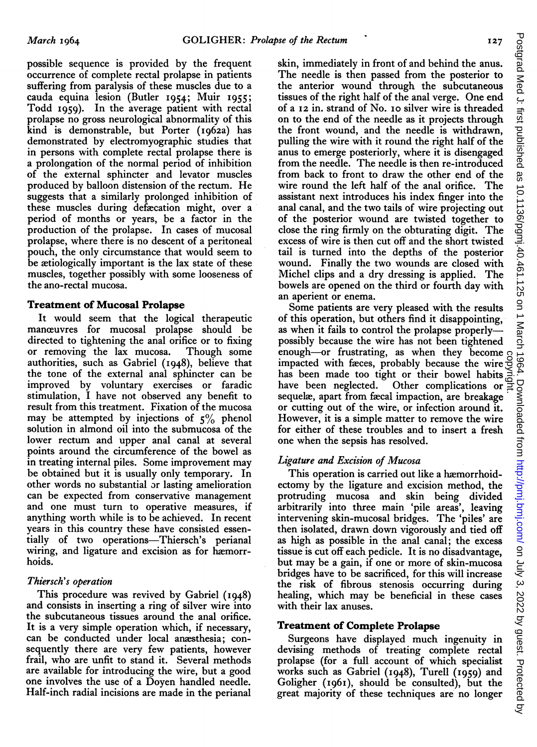possible sequence is provided by the frequent occurrence of complete rectal prolapse in patients suffering from paralysis of these muscles due to a cauda equina lesion (Butler 1954; Muir 1955; Todd 1959). In the average patient with rectal prolapse no gross neurological abnormality of this kind is demonstrable, but Porter (1962a) has demonstrated by electromyographic studies that in persons with complete rectal prolapse there is a prolongation of the normal period of inhibition of the external sphincter and levator muscles produced by balloon distension of the rectum. He suggests that a similarly prolonged inhibition of these muscles during defæcation might, over a period of months or years, be a factor in the production of the prolapse. In cases of mucosal prolapse, where there is no descent of a peritoneal pouch, the only circumstance that would seem to be ætiologically important is the lax state of these muscles, together possibly with some looseness of the ano-rectal mucosa.

## Treatment of Mucosal Prolapse

It would seem that the logical therapeutic manœuvres for mucosal prolapse should be directed to tightening the anal orifice or to fixing or removing the lax mucosa. Though some authorities, such as Gabriel (1948), believe that the tone of the external anal sphincter can be improved by voluntary exercises or faradic stimulation, I have not observed any benefit to result from this treatment. Fixation of the mucosa may be attempted by injections of 5% phenol solution in almond oil into the submucosa of the lower rectum and upper anal canal at several points around the circumference of the bowel as in treating internal piles. Some improvement may be obtained but it is usually only temporary. In other words no substantial or lasting amelioration can be expected from conservative management and one must turn to operative measures, if anything worth while is to be achieved. In recent years in this country these have consisted essentially of two operations—Thiersch's perianal wiring, and ligature and excision as for hæmorrhoids.

### *Thiersch's operation*

This procedure was revived by Gabriel (1948) and consists in inserting a ring of silver wire into the subcutaneous tissues around the anal orifice. It is a very simple operation which, if necessary, can be conducted under local anæsthesia; consequently there are very few patients, however frail, who are unfit to stand it. Several methods are available for introducing the wire, but a good one involves the use of a Doyen handled needle. Half-inch radial incisions are made in the perianal skin, immediately in front of and behind the anus. The needle is then passed from the posterior to the anterior wound through the subcutaneous tissues of the right half of the anal verge. One end of a 12 in. strand of No. 10 silver wire is threaded on to the end of the needle as it projects through the front wound, and the needle is withdrawn, pulling the wire with it round the right half of the anus to emerge posteriorly, where it is disengaged from the needle. The needle is then re-introduced from back to front to draw the other end of the wire round the left half of the anal orifice. The assistant next introduces his index finger into the anal canal, and the two tails of wire projecting out of the posterior wound are twisted together to close the ring firmly on the obturating digit. The excess of wire is then cut off and the short twisted tail is turned into the depths of the posterior wound. Finally the two wounds are closed with Michel clips and a dry dressing is applied. The bowels are opened on the third or fourth day with an aperient or enema.

Some patients are very pleased with the results of this operation, but others find it disappointing, as when it fails to control the prolapse properly—possibly because the wire has not been tightened enough—or frustrating, as when they become impacted with fæces, probably because the wire has been made too tight or their bowel habits have been neglected. Other complications or sequelæ, apart from fæcal impaction, are breakage or cutting out of the wire, or infection around it. However, it is a simple matter to remove the wire for either of these troubles and to insert a fresh one when the sepsis has resolved.

### *Ligature and Excision of Mucosa*

This operation is carried out like a hæmorrhoidectomy by the ligature and excision method, the protruding mucosa and skin being divided arbitrarily into three main 'pile areas', leaving intervening skin-mucosal bridges. The 'piles' are then isolated, drawn down vigorously and tied off as high as possible in the anal canal; the excess tissue is cut off each pedicle. It is no disadvantage, but may be a gain, if one or more of skin-mucosa bridges have to be sacrificed, for this will increase the risk of fibrous stenosis occurring during healing, which may be beneficial in these cases with their lax anuses.

## Treatment of Complete Prolapse

Surgeons have displayed much ingenuity in devising methods of treating complete rectal prolapse (for a full account of which specialist works such as Gabriel (1948), Turell (1959) and Goligher (1961), should be consulted), but the great majority of these techniques are no longer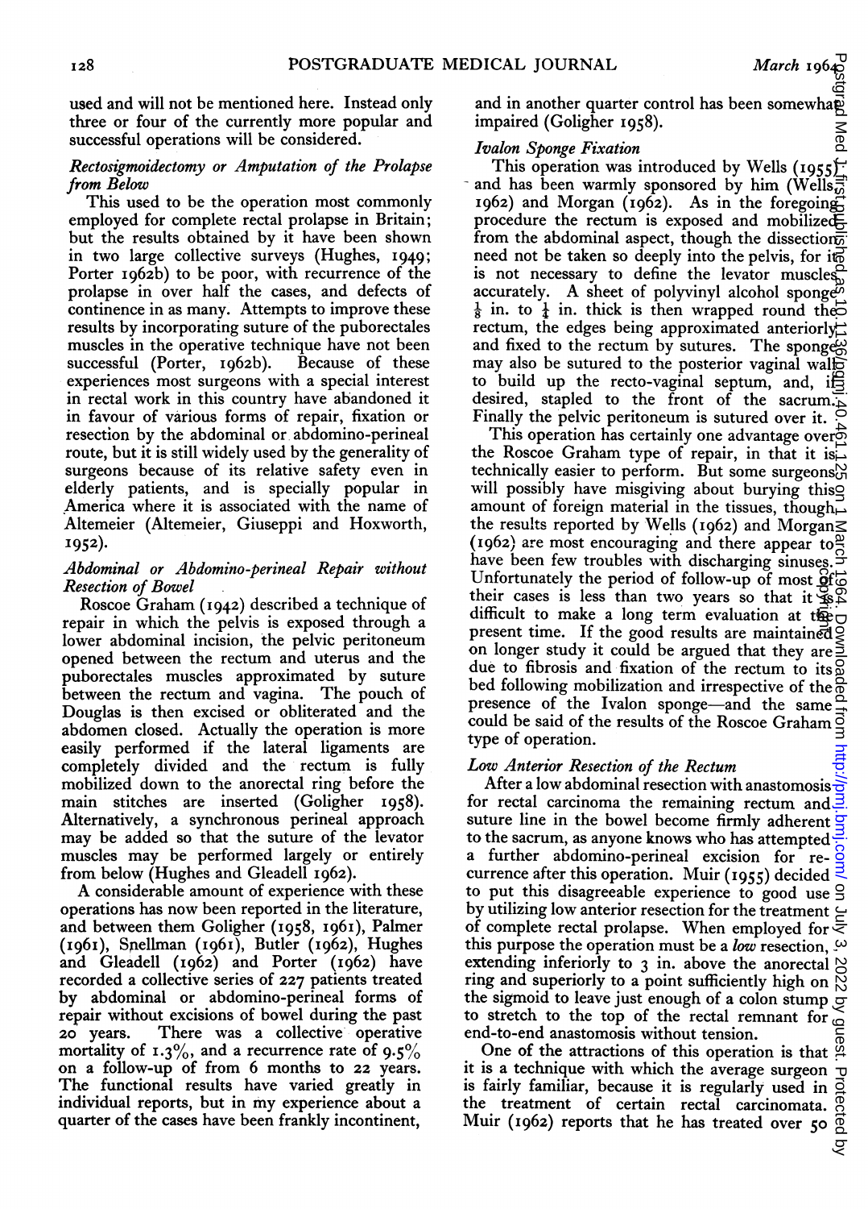used and will not be mentioned here. Instead only three or four of the currently more popular and successful operations will be considered.

### *Rectosigmoidectomy or Amputation of the Prolapse from Below*

This used to be the operation most commonly employed for complete rectal prolapse in Britain; but the results obtained by it have been shown in two large collective surveys (Hughes, 1949; Porter 1962b) to be poor, with recurrence of the prolapse in over half the cases, and defects of continence in as many. Attempts to improve these results by incorporating suture of the puborectales muscles in the operative technique have not been successful (Porter, 1962b). Because of these experiences most surgeons with a special interest in rectal work in this country have abandoned it in favour of various forms of repair, fixation or resection by the abdominal or abdomino-perineal route, but it is still widely used by the generality of surgeons because of its relative safety even in elderly patients, and is specially popular in America where it is associated with the name of Altemeier (Altemeier, Giuseppi and Hoxworth, 1952).

### *Abdominal or Abdomino-perineal Repair without Resection of Bowel*

Roscoe Graham (1942) described a technique of repair in which the pelvis is exposed through a lower abdominal incision, the pelvic peritoneum opened between the rectum and uterus and the puborectales muscles approximated by suture between the rectum and vagina. The pouch of Douglas is then excised or obliterated and the abdomen closed. Actually the operation is more easily performed if the lateral ligaments are completely divided and the rectum is fully mobilized down to the anorectal ring before the main stitches are inserted (Goligher 1958). Alternatively, a synchronous perineal approach may be added so that the suture of the levator muscles may be performed largely or entirely from below (Hughes and Gleadell 1962).

A considerable amount of experience with these operations has now been reported in the literature, and between them Goligher (1958, 1961), Palmer (1961), Spellman (1961), Butler (1962), Hughes and Gleadell (1962) and Porter (1962) have recorded a collective series of 227 patients treated by abdominal or abdomino-perineal forms of repair without excisions of bowel during the past 20 years. There was a collective operative mortality of 1.3%, and a recurrence rate of 9.5% on a follow-up of from 6 months to 22 years. The functional results have varied greatly in individual reports, but in my experience about a quarter of the cases have been frankly incontinent, and in another quarter control has been somewhat impaired (Goligher 1958).

### *Ivalon Sponge Fixation*

This operation was introduced by Wells (1955) and has been warmly sponsored by him (Wells, 1962) and Morgan (1962). As in the foregoing procedure the rectum is exposed and mobilized from the abdominal aspect, though the dissection need not be taken so deeply into the pelvis, for it is not necessary to define the levator muscles accurately. A sheet of polyvinyl alcohol sponge $\frac{1}{8}$ in. to $\frac{1}{4}$ in. thick is then wrapped round the rectum, the edges being approximated anteriorly and fixed to the rectum by sutures. The sponge may also be sutured to the posterior vaginal wall to build up the recto-vaginal septum, and, if desired, stapled to the front of the sacrum. Finally the pelvic peritoneum is sutured over it.

This operation has certainly one advantage over the Roscoe Graham type of repair, in that it is technically easier to perform. But some surgeons will possibly have misgiving about burying this amount of foreign material in the tissues, though the results reported by Wells (1962) and Morgan (1962) are most encouraging and there appear to have been few troubles with discharging sinuses. Unfortunately the period of follow-up of most of their cases is less than two years so that it is difficult to make a long term evaluation at the present time. If the good results are maintained on longer study it could be argued that they are due to fibrosis and fixation of the rectum to its bed following mobilization and irrespective of the presence of the Ivalon sponge—and the same could be said of the results of the Roscoe Graham type of operation.

### *Low Anterior Resection of the Rectum*

After a low abdominal resection with anastomosis for rectal carcinoma the remaining rectum and suture line in the bowel become firmly adherent to the sacrum, as anyone knows who has attempted a further abdomino-perineal excision for recurrence after this operation. Muir (1955) decided to put this disagreeable experience to good use by utilizing low anterior resection for the treatment of complete rectal prolapse. When employed for this purpose the operation must be a *low* resection, extending inferiorly to 3 in. above the anorectal ring and superiorly to a point sufficiently high on the sigmoid to leave just enough of a colon stump to stretch to the top of the rectal remnant for end-to-end anastomosis without tension.

One of the attractions of this operation is that it is a technique with which the average surgeon is fairly familiar, because it is regularly used in the treatment of certain rectal carcinomata. Muir (1962) reports that he has treated over 50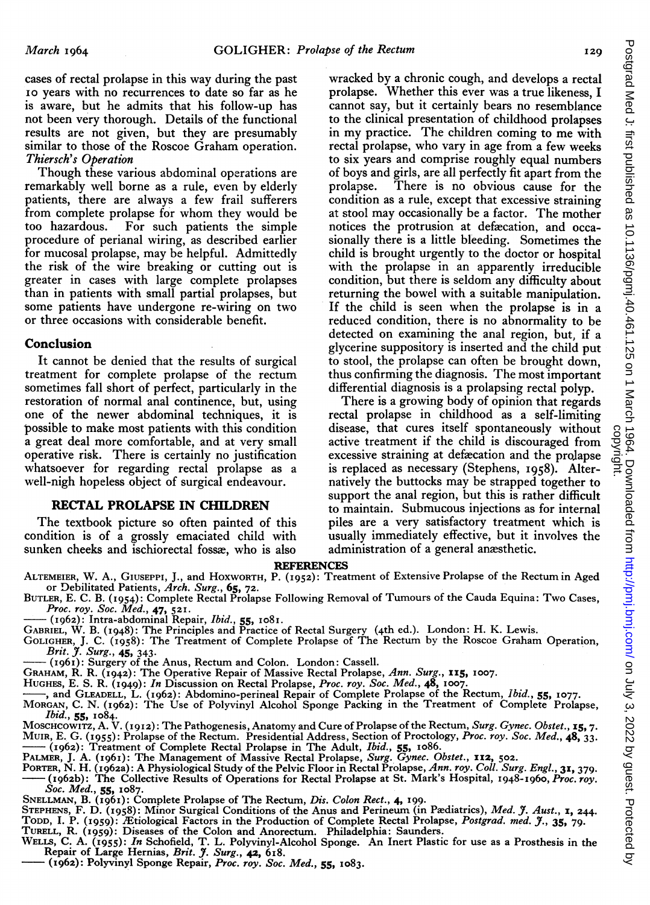cases of rectal prolapse in this way during the past 10 years with no recurrences to date so far as he is aware, but he admits that his follow-up has not been very thorough. Details of the functional results are not given, but they are presumably similar to those of the Roscoe Graham operation.

*Thiersch's Operation*

Though these various abdominal operations are remarkably well borne as a rule, even by elderly patients, there are always a few frail sufferers from complete prolapse for whom they would be too hazardous. For such patients the simple procedure of perianal wiring, as described earlier for mucosal prolapse, may be helpful. Admittedly the risk of the wire breaking or cutting out is greater in cases with large complete prolapses than in patients with small partial prolapses, but some patients have undergone re-wiring on two or three occasions with considerable benefit.

## Conclusion

It cannot be denied that the results of surgical treatment for complete prolapse of the rectum sometimes fall short of perfect, particularly in the restoration of normal anal continence, but, using one of the newer abdominal techniques, it is possible to make most patients with this condition a great deal more comfortable, and at very small operative risk. There is certainly no justification whatsoever for regarding rectal prolapse as a well-nigh hopeless object of surgical endeavour.

## RECTAL PROLAPSE IN CHILDREN

The textbook picture so often painted of this condition is of a grossly emaciated child with sunken cheeks and ischiorectal fossæ, who is also wracked by a chronic cough, and develops a rectal prolapse. Whether this ever was a true likeness, I cannot say, but it certainly bears no resemblance to the clinical presentation of childhood prolapses in my practice. The children coming to me with rectal prolapse, who vary in age from a few weeks to six years and comprise roughly equal numbers of boys and girls, are all perfectly fit apart from the prolapse. There is no obvious cause for the condition as a rule, except that excessive straining at stool may occasionally be a factor. The mother notices the protrusion at defæcation, and occasionally there is a little bleeding. Sometimes the child is brought urgently to the doctor or hospital with the prolapse in an apparently irreducible condition, but there is seldom any difficulty about returning the bowel with a suitable manipulation. If the child is seen when the prolapse is in a reduced condition, there is no abnormality to be detected on examining the anal region, but, if a glycerine suppository is inserted and the child put to stool, the prolapse can often be brought down, thus confirming the diagnosis. The most important differential diagnosis is a prolapsing rectal polyp.

There is a growing body of opinion that regards rectal prolapse in childhood as a self-limiting disease, that cures itself spontaneously without active treatment if the child is discouraged from excessive straining at defæcation and the prolapse is replaced as necessary (Stephens, 1958). Alternatively the buttocks may be strapped together to support the anal region, but this is rather difficult to maintain. Submucous injections as for internal piles are a very satisfactory treatment which is usually immediately effective, but it involves the administration of a general anæsthetic.

## REFERENCES

ALTEMEIER, W. A., GIUSEPPI, J., and HOXWORTH, P. (1952): Treatment of Extensive Prolapse of the Rectum in Aged or Debilitated Patients, *Arch. Surg.*, **65**, 72.

BUTLER, E. C. B. (1954): Complete Rectal Prolapse Following Removal of Tumours of the Cauda Equina: Two Cases, *Proc. roy. Soc. Med.*, **47**, 521.

—— (1962): Intra-abdominal Repair, *Ibid.*, **55**, 1081.

GABRIEL, W. B. (1948): The Principles and Practice of Rectal Surgery (4th ed.). London: H. K. Lewis.

GOLIGHER, J. C. (1958): The Treatment of Complete Prolapse of The Rectum by the Roscoe Graham Operation, *Brit. J. Surg.*, **45**, 343.

—— (1961): Surgery of the Anus, Rectum and Colon. London: Cassell.

GRAHAM, R. R. (1942): The Operative Repair of Massive Rectal Prolapse, *Ann. Surg.*, **115**, 1007.

HUGHES, E. S. R. (1949): *In* Discussion on Rectal Prolapse, *Proc. roy. Soc. Med.*, **48**, 1007.

——, and GLEADELL, L. (1962): Abdomino-perineal Repair of Complete Prolapse of the Rectum, *Ibid.*, **55**, 1077.

MORGAN, C. N. (1962): The Use of Polyvinyl Alcohol Sponge Packing in the Treatment of Complete Prolapse, *Ibid.*, **55**, 1084.

MOSCHCOWITZ, A. V. (1912): The Pathogenesis, Anatomy and Cure of Prolapse of the Rectum, *Surg. Gynec. Obstet.*, **15**, 7.

MUIR, E. G. (1955): Prolapse of the Rectum. Presidential Address, Section of Proctology, *Proc. roy. Soc. Med.*, **48**, 33.

—— (1962): Treatment of Complete Rectal Prolapse in The Adult, *Ibid.*, **55**, 1086.

PALMER, J. A. (1961): The Management of Massive Rectal Prolapse, *Surg. Gynec. Obstet.*, **112**, 502.

PORTER, N. H. (1962a): A Physiological Study of the Pelvic Floor in Rectal Prolapse, *Ann. roy. Coll. Surg. Engl.*, **31**, 379.

—— (1962b): The Collective Results of Operations for Rectal Prolapse at St. Mark's Hospital, 1948-1960, *Proc. roy. Soc. Med.*, **55**, 1087.

SNELLMAN, B. (1961): Complete Prolapse of The Rectum, *Dis. Colon Rect.*, **4**, 199.

STEPHENS, F. D. (1958): Minor Surgical Conditions of the Anus and Perineum (in Pædiatrics), *Med. J. Aust.*, **1**, 244.

TODD, I. P. (1959): Ætiological Factors in the Production of Complete Rectal Prolapse, *Postgrad. med. J.*, **35**, 79.

TURELL, R. (1959): Diseases of the Colon and Anorectum. Philadelphia: Saunders.

WELLS, C. A. (1955): *In* Schofield, T. L. Polyvinyl-Alcohol Sponge. An Inert Plastic for use as a Prosthesis in the Repair of Large Hernias, *Brit. J. Surg.*, **42**, 618.

—— (1962): Polyvinyl Sponge Repair, *Proc. roy. Soc. Med.*, **55**, 1083.